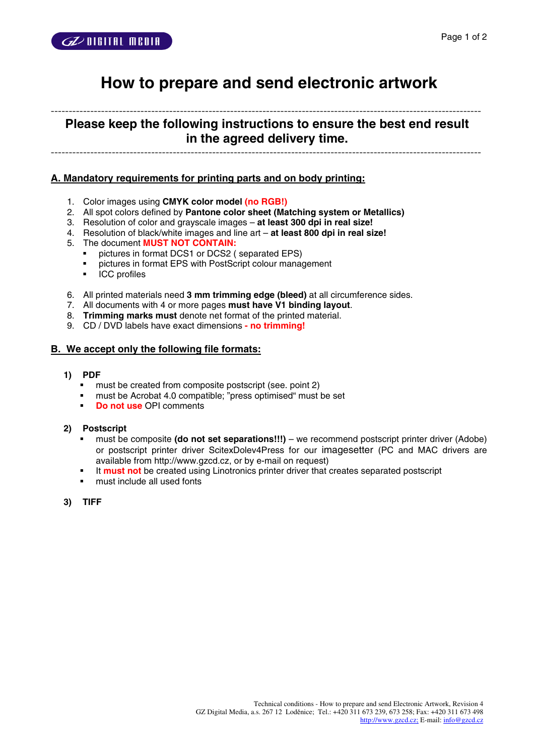# How to prepare and send electronic artwork

---

## Please keep the following instructions to ensure the best end result in the agreed delivery time.

---

### A. Mandatory requirements for printing parts and on body printing:

1. Color images using **CMYK color model (no RGB!)**
2. All spot colors defined by **Pantone color sheet (Matching system or Metallics)**
3. Resolution of color and grayscale images – **at least 300 dpi in real size!**
4. Resolution of black/white images and line art – **at least 800 dpi in real size!**
5. The document **MUST NOT CONTAIN:**
   - pictures in format DCS1 or DCS2 ( separated EPS)
   - pictures in format EPS with PostScript colour management
   - ICC profiles

6. All printed materials need **3 mm trimming edge (bleed)** at all circumference sides.
7. All documents with 4 or more pages **must have V1 binding layout**.
8. **Trimming marks must** denote net format of the printed material.
9. CD / DVD labels have exact dimensions **- no trimming!**

### B. We accept only the following file formats:

**1) PDF**

- must be created from composite postscript (see. point 2)
- must be Acrobat 4.0 compatible; "press optimised" must be set
- **Do not use** OPI comments

**2) Postscript**

- must be composite **(do not set separations!!!)** – we recommend postscript printer driver (Adobe) or postscript printer driver ScitexDolev4Press for our imagesetter (PC and MAC drivers are available from http://www.gzcd.cz, or by e-mail on request)
- It **must not** be created using Linotronics printer driver that creates separated postscript
- must include all used fonts

**3) TIFF**

Technical conditions - How to prepare and send Electronic Artwork, Revision 4
GZ Digital Media, a.s. 267 12 Loděnice; Tel.: +420 311 673 239, 673 258; Fax: +420 311 673 498
http://www.gzcd.cz; E-mail: info@gzcd.cz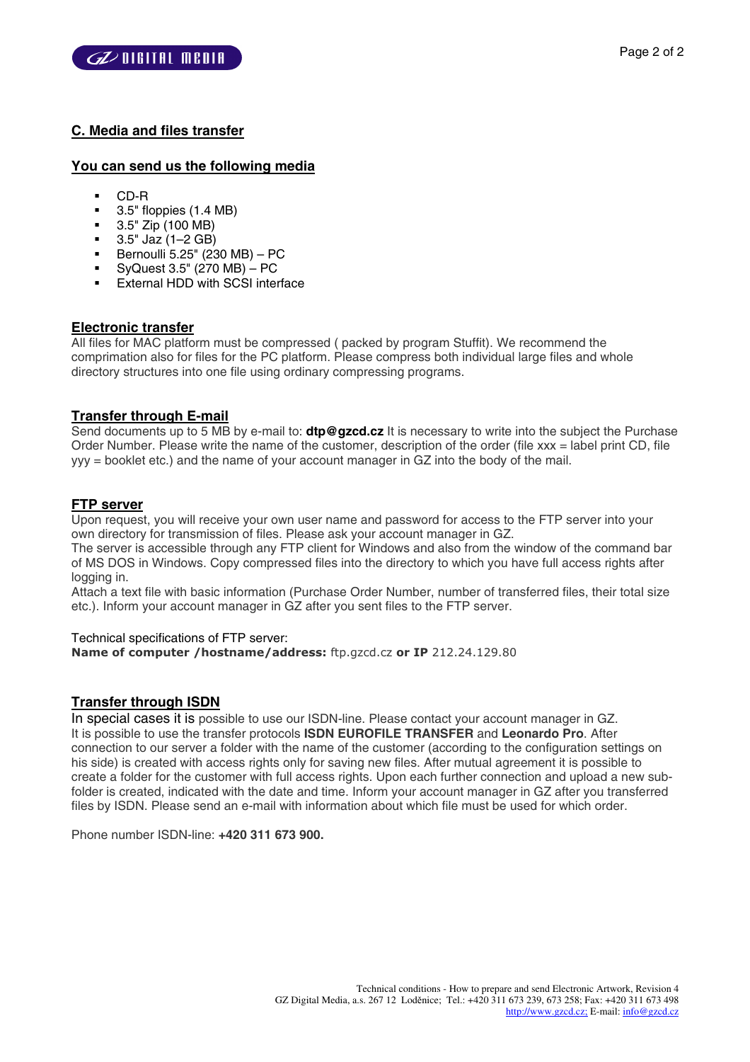## C. Media and files transfer

### You can send us the following media

- CD-R
- 3.5" floppies (1.4 MB)
- 3.5" Zip (100 MB)
- 3.5" Jaz (1–2 GB)
- Bernoulli 5.25" (230 MB) – PC
- SyQuest 3.5" (270 MB) – PC
- External HDD with SCSI interface

### Electronic transfer

All files for MAC platform must be compressed ( packed by program Stuffit). We recommend the comprimation also for files for the PC platform. Please compress both individual large files and whole directory structures into one file using ordinary compressing programs.

### Transfer through E-mail

Send documents up to 5 MB by e-mail to: **dtp@gzcd.cz** It is necessary to write into the subject the Purchase Order Number. Please write the name of the customer, description of the order (file xxx = label print CD, file yyy = booklet etc.) and the name of your account manager in GZ into the body of the mail.

### FTP server

Upon request, you will receive your own user name and password for access to the FTP server into your own directory for transmission of files. Please ask your account manager in GZ.
The server is accessible through any FTP client for Windows and also from the window of the command bar of MS DOS in Windows. Copy compressed files into the directory to which you have full access rights after logging in.
Attach a text file with basic information (Purchase Order Number, number of transferred files, their total size etc.). Inform your account manager in GZ after you sent files to the FTP server.

Technical specifications of FTP server:
**Name of computer /hostname/address:** ftp.gzcd.cz **or IP** 212.24.129.80

### Transfer through ISDN

In special cases it is possible to use our ISDN-line. Please contact your account manager in GZ.
It is possible to use the transfer protocols **ISDN EUROFILE TRANSFER** and **Leonardo Pro**. After connection to our server a folder with the name of the customer (according to the configuration settings on his side) is created with access rights only for saving new files. After mutual agreement it is possible to create a folder for the customer with full access rights. Upon each further connection and upload a new sub-folder is created, indicated with the date and time. Inform your account manager in GZ after you transferred files by ISDN. Please send an e-mail with information about which file must be used for which order.

Phone number ISDN-line: **+420 311 673 900.**